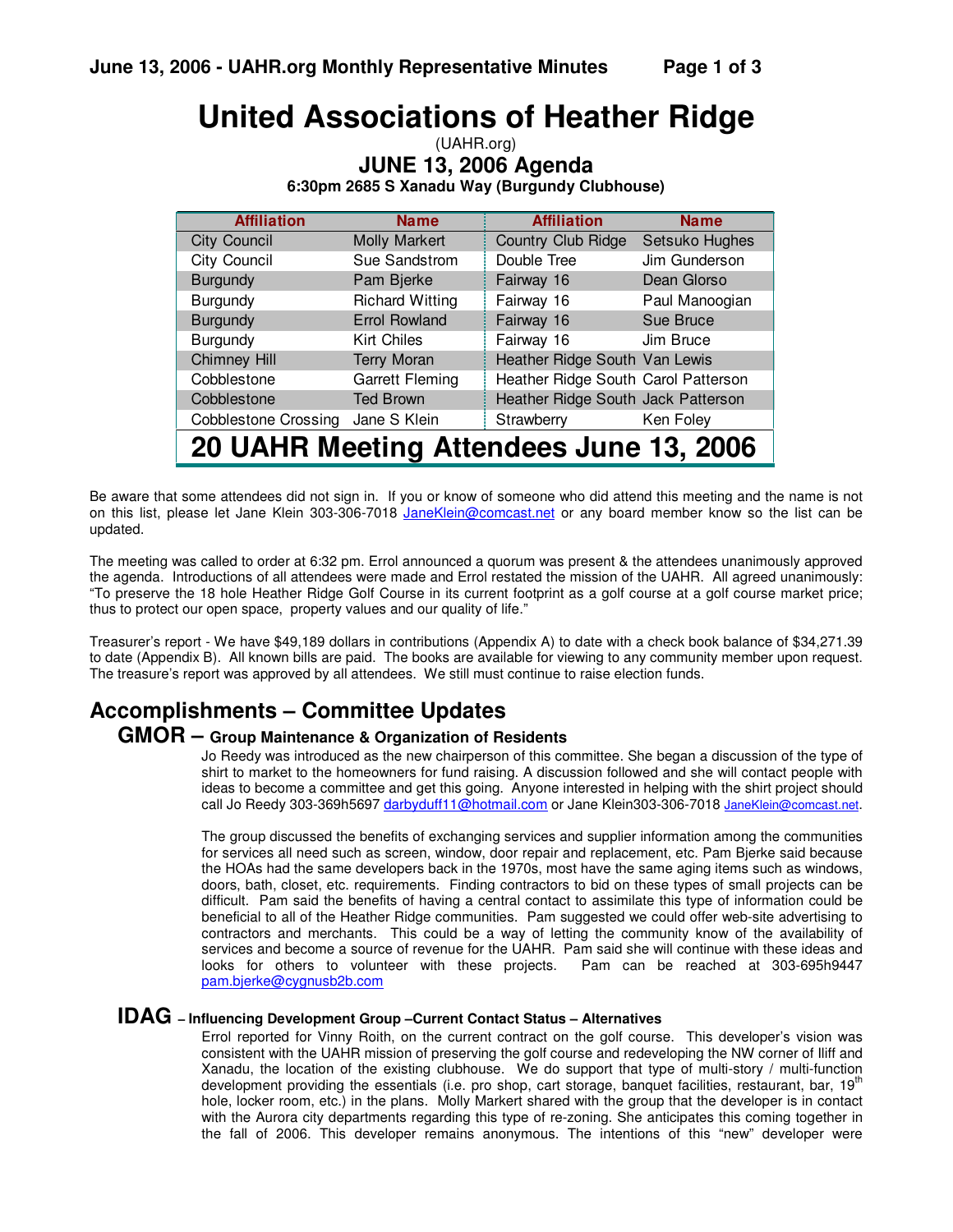# United Associations of Heather Ridge

(UAHR.org)

## JUNE 13, 2006 Agenda

**6:30pm 2685 S Xanadu Way (Burgundy Clubhouse)**

| Affiliation | Name | Affiliation | Name |
|---|---|---|---|
| City Council | Molly Markert | Country Club Ridge | Setsuko Hughes |
| City Council | Sue Sandstrom | Double Tree | Jim Gunderson |
| Burgundy | Pam Bjerke | Fairway 16 | Dean Glorso |
| Burgundy | Richard Witting | Fairway 16 | Paul Manoogian |
| Burgundy | Errol Rowland | Fairway 16 | Sue Bruce |
| Burgundy | Kirt Chiles | Fairway 16 | Jim Bruce |
| Chimney Hill | Terry Moran | Heather Ridge South | Van Lewis |
| Cobblestone | Garrett Fleming | Heather Ridge South | Carol Patterson |
| Cobblestone | Ted Brown | Heather Ridge South | Jack Patterson |
| Cobblestone Crossing | Jane S Klein | Strawberry | Ken Foley |
| **20 UAHR Meeting Attendees June 13, 2006** | | | |

Be aware that some attendees did not sign in. If you or know of someone who did attend this meeting and the name is not on this list, please let Jane Klein 303-306-7018 JaneKlein@comcast.net or any board member know so the list can be updated.

The meeting was called to order at 6:32 pm. Errol announced a quorum was present & the attendees unanimously approved the agenda. Introductions of all attendees were made and Errol restated the mission of the UAHR. All agreed unanimously: "To preserve the 18 hole Heather Ridge Golf Course in its current footprint as a golf course at a golf course market price; thus to protect our open space, property values and our quality of life."

Treasurer's report - We have $49,189 dollars in contributions (Appendix A) to date with a check book balance of $34,271.39 to date (Appendix B). All known bills are paid. The books are available for viewing to any community member upon request. The treasure's report was approved by all attendees. We still must continue to raise election funds.

## Accomplishments – Committee Updates

### GMOR – Group Maintenance & Organization of Residents

Jo Reedy was introduced as the new chairperson of this committee. She began a discussion of the type of shirt to market to the homeowners for fund raising. A discussion followed and she will contact people with ideas to become a committee and get this going. Anyone interested in helping with the shirt project should call Jo Reedy 303-369h5697 darbyduff11@hotmail.com or Jane Klein303-306-7018 JaneKlein@comcast.net.

The group discussed the benefits of exchanging services and supplier information among the communities for services all need such as screen, window, door repair and replacement, etc. Pam Bjerke said because the HOAs had the same developers back in the 1970s, most have the same aging items such as windows, doors, bath, closet, etc. requirements. Finding contractors to bid on these types of small projects can be difficult. Pam said the benefits of having a central contact to assimilate this type of information could be beneficial to all of the Heather Ridge communities. Pam suggested we could offer web-site advertising to contractors and merchants. This could be a way of letting the community know of the availability of services and become a source of revenue for the UAHR. Pam said she will continue with these ideas and looks for others to volunteer with these projects. Pam can be reached at 303-695h9447 pam.bjerke@cygnusb2b.com

### IDAG – Influencing Development Group –Current Contact Status – Alternatives

Errol reported for Vinny Roith, on the current contract on the golf course. This developer's vision was consistent with the UAHR mission of preserving the golf course and redeveloping the NW corner of Iliff and Xanadu, the location of the existing clubhouse. We do support that type of multi-story / multi-function development providing the essentials (i.e. pro shop, cart storage, banquet facilities, restaurant, bar, 19th hole, locker room, etc.) in the plans. Molly Markert shared with the group that the developer is in contact with the Aurora city departments regarding this type of re-zoning. She anticipates this coming together in the fall of 2006. This developer remains anonymous. The intentions of this "new" developer were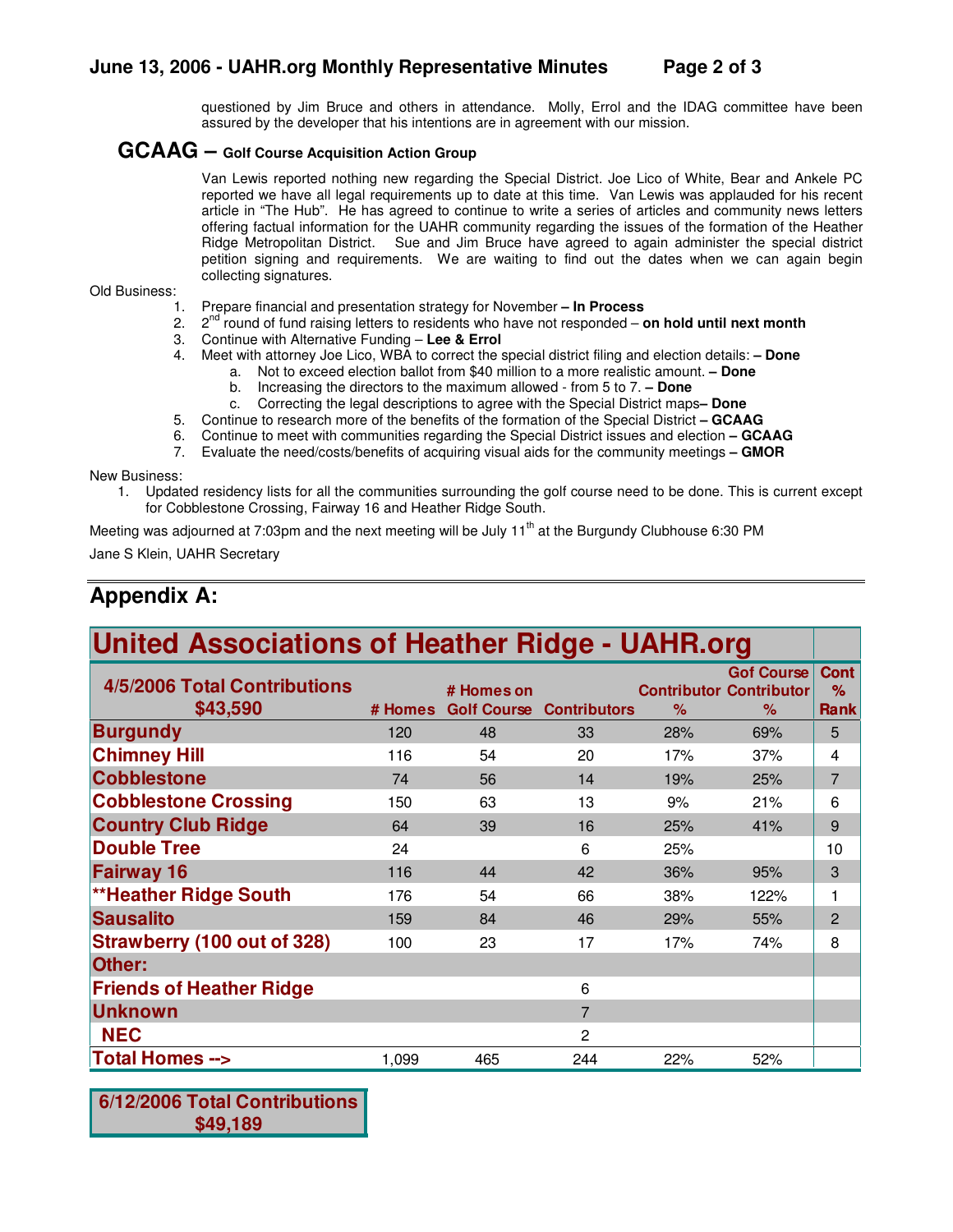questioned by Jim Bruce and others in attendance. Molly, Errol and the IDAG committee have been assured by the developer that his intentions are in agreement with our mission.

## GCAAG – Golf Course Acquisition Action Group

Van Lewis reported nothing new regarding the Special District. Joe Lico of White, Bear and Ankele PC reported we have all legal requirements up to date at this time. Van Lewis was applauded for his recent article in "The Hub". He has agreed to continue to write a series of articles and community news letters offering factual information for the UAHR community regarding the issues of the formation of the Heather Ridge Metropolitan District. Sue and Jim Bruce have agreed to again administer the special district petition signing and requirements. We are waiting to find out the dates when we can again begin collecting signatures.

Old Business:

1. Prepare financial and presentation strategy for November **– In Process**
2. 2nd round of fund raising letters to residents who have not responded – **on hold until next month**
3. Continue with Alternative Funding – **Lee & Errol**
4. Meet with attorney Joe Lico, WBA to correct the special district filing and election details: **– Done**
   a. Not to exceed election ballot from $40 million to a more realistic amount. **– Done**
   b. Increasing the directors to the maximum allowed - from 5 to 7. **– Done**
   c. Correcting the legal descriptions to agree with the Special District maps**– Done**
5. Continue to research more of the benefits of the formation of the Special District **– GCAAG**
6. Continue to meet with communities regarding the Special District issues and election **– GCAAG**
7. Evaluate the need/costs/benefits of acquiring visual aids for the community meetings **– GMOR**

New Business:

1. Updated residency lists for all the communities surrounding the golf course need to be done. This is current except for Cobblestone Crossing, Fairway 16 and Heather Ridge South.

Meeting was adjourned at 7:03pm and the next meeting will be July 11th at the Burgundy Clubhouse 6:30 PM

Jane S Klein, UAHR Secretary

# Appendix A:

## United Associations of Heather Ridge - UAHR.org

| 4/5/2006 Total Contributions $43,590 | # Homes | # Homes on Golf Course | Contributors | Contributor % | Gof Course Contributor % | Cont % Rank |
|---|---|---|---|---|---|---|
| **Burgundy** | 120 | 48 | 33 | 28% | 69% | 5 |
| **Chimney Hill** | 116 | 54 | 20 | 17% | 37% | 4 |
| **Cobblestone** | 74 | 56 | 14 | 19% | 25% | 7 |
| **Cobblestone Crossing** | 150 | 63 | 13 | 9% | 21% | 6 |
| **Country Club Ridge** | 64 | 39 | 16 | 25% | 41% | 9 |
| **Double Tree** | 24 | | 6 | 25% | | 10 |
| **Fairway 16** | 116 | 44 | 42 | 36% | 95% | 3 |
| **\*\*Heather Ridge South** | 176 | 54 | 66 | 38% | 122% | 1 |
| **Sausalito** | 159 | 84 | 46 | 29% | 55% | 2 |
| **Strawberry (100 out of 328)** | 100 | 23 | 17 | 17% | 74% | 8 |
| **Other:** | | | | | | |
| **Friends of Heather Ridge** | | | 6 | | | |
| **Unknown** | | | 7 | | | |
| **NEC** | | | 2 | | | |
| **Total Homes -->** | 1,099 | 465 | 244 | 22% | 52% | |

**6/12/2006 Total Contributions $49,189**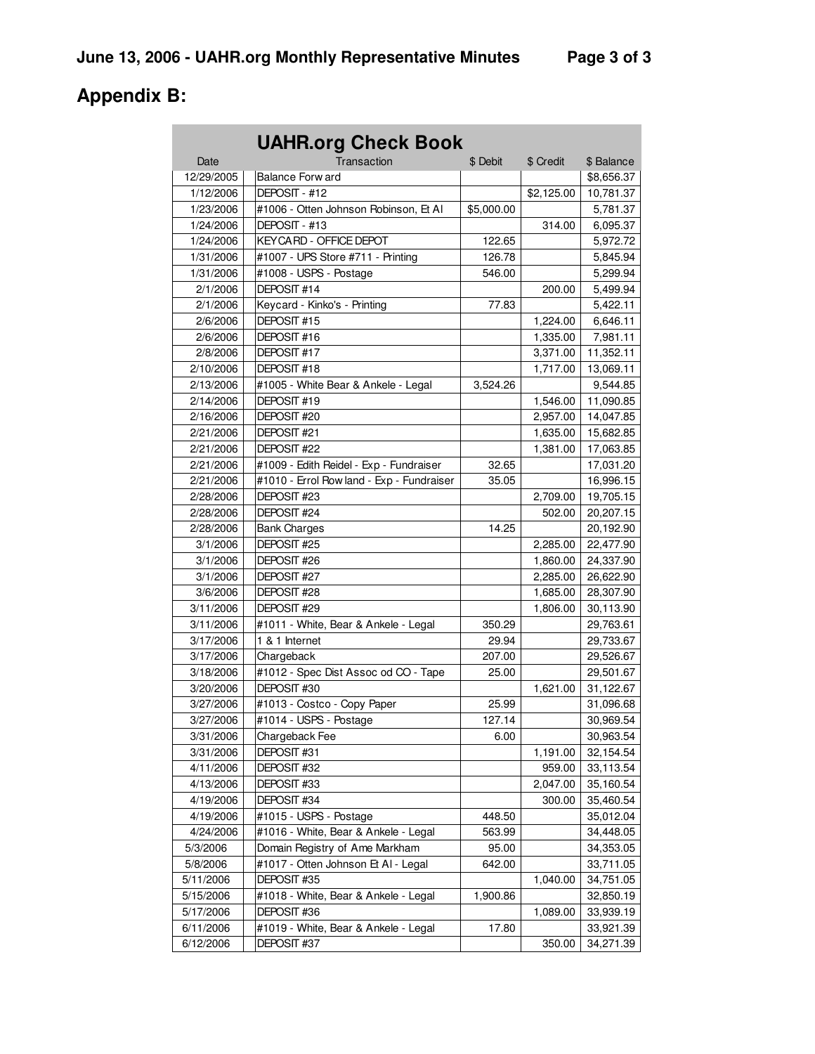# Appendix B:

| UAHR.org Check Book | | | | |
|---|---|---|---|---|
| Date | Transaction | $ Debit | $ Credit | $ Balance |
| 12/29/2005 | Balance Forward | | | $8,656.37 |
| 1/12/2006 | DEPOSIT - #12 | | $2,125.00 | 10,781.37 |
| 1/23/2006 | #1006 - Otten Johnson Robinson, Et Al | $5,000.00 | | 5,781.37 |
| 1/24/2006 | DEPOSIT - #13 | | 314.00 | 6,095.37 |
| 1/24/2006 | KEYCARD - OFFICE DEPOT | 122.65 | | 5,972.72 |
| 1/31/2006 | #1007 - UPS Store #711 - Printing | 126.78 | | 5,845.94 |
| 1/31/2006 | #1008 - USPS - Postage | 546.00 | | 5,299.94 |
| 2/1/2006 | DEPOSIT #14 | | 200.00 | 5,499.94 |
| 2/1/2006 | Keycard - Kinko's - Printing | 77.83 | | 5,422.11 |
| 2/6/2006 | DEPOSIT #15 | | 1,224.00 | 6,646.11 |
| 2/6/2006 | DEPOSIT #16 | | 1,335.00 | 7,981.11 |
| 2/8/2006 | DEPOSIT #17 | | 3,371.00 | 11,352.11 |
| 2/10/2006 | DEPOSIT #18 | | 1,717.00 | 13,069.11 |
| 2/13/2006 | #1005 - White Bear & Ankele - Legal | 3,524.26 | | 9,544.85 |
| 2/14/2006 | DEPOSIT #19 | | 1,546.00 | 11,090.85 |
| 2/16/2006 | DEPOSIT #20 | | 2,957.00 | 14,047.85 |
| 2/21/2006 | DEPOSIT #21 | | 1,635.00 | 15,682.85 |
| 2/21/2006 | DEPOSIT #22 | | 1,381.00 | 17,063.85 |
| 2/21/2006 | #1009 - Edith Reidel - Exp - Fundraiser | 32.65 | | 17,031.20 |
| 2/21/2006 | #1010 - Errol Rowland - Exp - Fundraiser | 35.05 | | 16,996.15 |
| 2/28/2006 | DEPOSIT #23 | | 2,709.00 | 19,705.15 |
| 2/28/2006 | DEPOSIT #24 | | 502.00 | 20,207.15 |
| 2/28/2006 | Bank Charges | 14.25 | | 20,192.90 |
| 3/1/2006 | DEPOSIT #25 | | 2,285.00 | 22,477.90 |
| 3/1/2006 | DEPOSIT #26 | | 1,860.00 | 24,337.90 |
| 3/1/2006 | DEPOSIT #27 | | 2,285.00 | 26,622.90 |
| 3/6/2006 | DEPOSIT #28 | | 1,685.00 | 28,307.90 |
| 3/11/2006 | DEPOSIT #29 | | 1,806.00 | 30,113.90 |
| 3/11/2006 | #1011 - White, Bear & Ankele - Legal | 350.29 | | 29,763.61 |
| 3/17/2006 | 1 & 1 Internet | 29.94 | | 29,733.67 |
| 3/17/2006 | Chargeback | 207.00 | | 29,526.67 |
| 3/18/2006 | #1012 - Spec Dist Assoc od CO - Tape | 25.00 | | 29,501.67 |
| 3/20/2006 | DEPOSIT #30 | | 1,621.00 | 31,122.67 |
| 3/27/2006 | #1013 - Costco - Copy Paper | 25.99 | | 31,096.68 |
| 3/27/2006 | #1014 - USPS - Postage | 127.14 | | 30,969.54 |
| 3/31/2006 | Chargeback Fee | 6.00 | | 30,963.54 |
| 3/31/2006 | DEPOSIT #31 | | 1,191.00 | 32,154.54 |
| 4/11/2006 | DEPOSIT #32 | | 959.00 | 33,113.54 |
| 4/13/2006 | DEPOSIT #33 | | 2,047.00 | 35,160.54 |
| 4/19/2006 | DEPOSIT #34 | | 300.00 | 35,460.54 |
| 4/19/2006 | #1015 - USPS - Postage | 448.50 | | 35,012.04 |
| 4/24/2006 | #1016 - White, Bear & Ankele - Legal | 563.99 | | 34,448.05 |
| 5/3/2006 | Domain Registry of Ame Markham | 95.00 | | 34,353.05 |
| 5/8/2006 | #1017 - Otten Johnson Et Al - Legal | 642.00 | | 33,711.05 |
| 5/11/2006 | DEPOSIT #35 | | 1,040.00 | 34,751.05 |
| 5/15/2006 | #1018 - White, Bear & Ankele - Legal | 1,900.86 | | 32,850.19 |
| 5/17/2006 | DEPOSIT #36 | | 1,089.00 | 33,939.19 |
| 6/11/2006 | #1019 - White, Bear & Ankele - Legal | 17.80 | | 33,921.39 |
| 6/12/2006 | DEPOSIT #37 | | 350.00 | 34,271.39 |